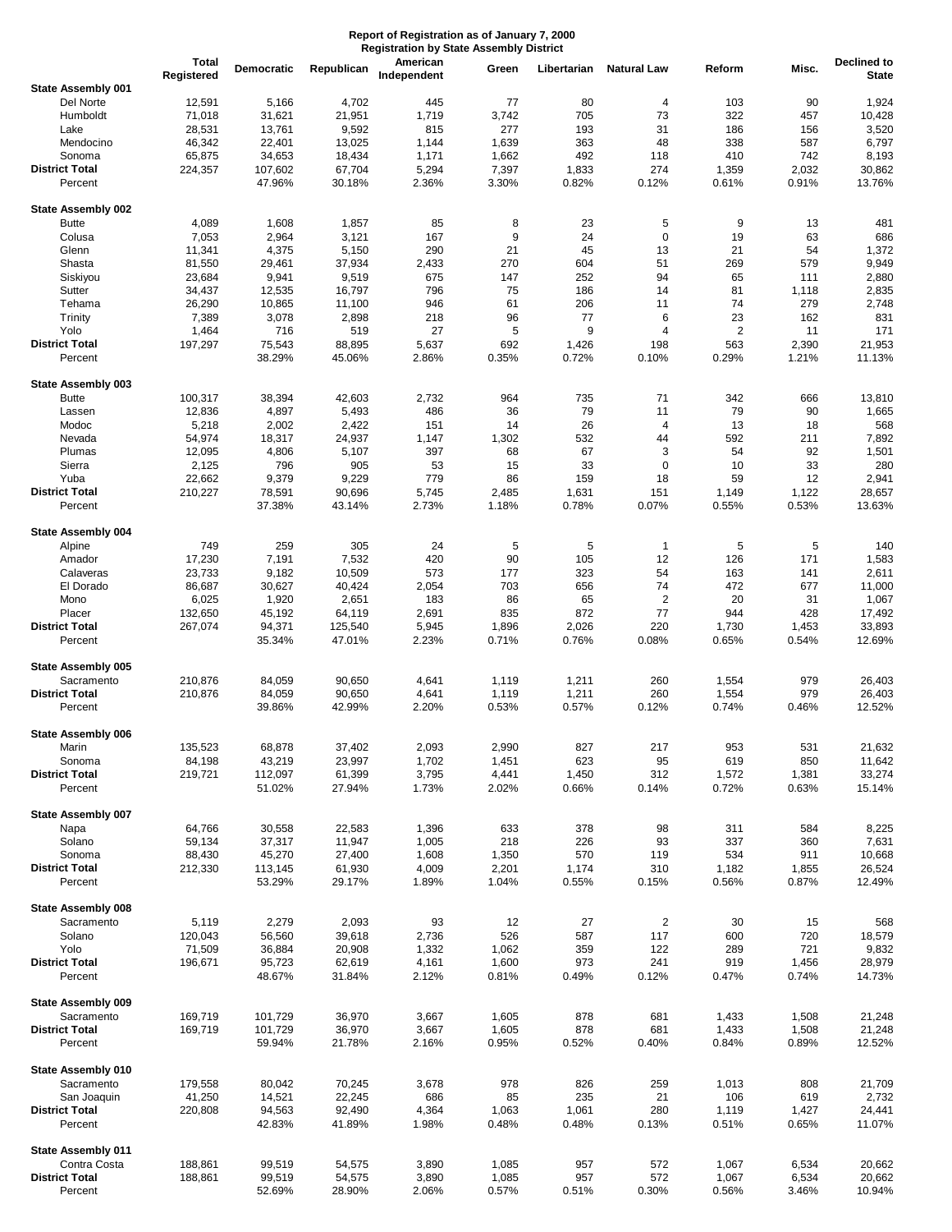**Report of Registration as of January 7, 2000**
**Registration by State Assembly District**

| | Total Registered | Democratic | Republican | American Independent | Green | Libertarian | Natural Law | Reform | Misc. | Declined to State |
|---|---|---|---|---|---|---|---|---|---|---|
| **State Assembly 001** | | | | | | | | | | |
| Del Norte | 12,591 | 5,166 | 4,702 | 445 | 77 | 80 | 4 | 103 | 90 | 1,924 |
| Humboldt | 71,018 | 31,621 | 21,951 | 1,719 | 3,742 | 705 | 73 | 322 | 457 | 10,428 |
| Lake | 28,531 | 13,761 | 9,592 | 815 | 277 | 193 | 31 | 186 | 156 | 3,520 |
| Mendocino | 46,342 | 22,401 | 13,025 | 1,144 | 1,639 | 363 | 48 | 338 | 587 | 6,797 |
| Sonoma | 65,875 | 34,653 | 18,434 | 1,171 | 1,662 | 492 | 118 | 410 | 742 | 8,193 |
| **District Total** | 224,357 | 107,602 | 67,704 | 5,294 | 7,397 | 1,833 | 274 | 1,359 | 2,032 | 30,862 |
| Percent | | 47.96% | 30.18% | 2.36% | 3.30% | 0.82% | 0.12% | 0.61% | 0.91% | 13.76% |
| **State Assembly 002** | | | | | | | | | | |
| Butte | 4,089 | 1,608 | 1,857 | 85 | 8 | 23 | 5 | 9 | 13 | 481 |
| Colusa | 7,053 | 2,964 | 3,121 | 167 | 9 | 24 | 0 | 19 | 63 | 686 |
| Glenn | 11,341 | 4,375 | 5,150 | 290 | 21 | 45 | 13 | 21 | 54 | 1,372 |
| Shasta | 81,550 | 29,461 | 37,934 | 2,433 | 270 | 604 | 51 | 269 | 579 | 9,949 |
| Siskiyou | 23,684 | 9,941 | 9,519 | 675 | 147 | 252 | 94 | 65 | 111 | 2,880 |
| Sutter | 34,437 | 12,535 | 16,797 | 796 | 75 | 186 | 14 | 81 | 1,118 | 2,835 |
| Tehama | 26,290 | 10,865 | 11,100 | 946 | 61 | 206 | 11 | 74 | 279 | 2,748 |
| Trinity | 7,389 | 3,078 | 2,898 | 218 | 96 | 77 | 6 | 23 | 162 | 831 |
| Yolo | 1,464 | 716 | 519 | 27 | 5 | 9 | 4 | 2 | 11 | 171 |
| **District Total** | 197,297 | 75,543 | 88,895 | 5,637 | 692 | 1,426 | 198 | 563 | 2,390 | 21,953 |
| Percent | | 38.29% | 45.06% | 2.86% | 0.35% | 0.72% | 0.10% | 0.29% | 1.21% | 11.13% |
| **State Assembly 003** | | | | | | | | | | |
| Butte | 100,317 | 38,394 | 42,603 | 2,732 | 964 | 735 | 71 | 342 | 666 | 13,810 |
| Lassen | 12,836 | 4,897 | 5,493 | 486 | 36 | 79 | 11 | 79 | 90 | 1,665 |
| Modoc | 5,218 | 2,002 | 2,422 | 151 | 14 | 26 | 4 | 13 | 18 | 568 |
| Nevada | 54,974 | 18,317 | 24,937 | 1,147 | 1,302 | 532 | 44 | 592 | 211 | 7,892 |
| Plumas | 12,095 | 4,806 | 5,107 | 397 | 68 | 67 | 3 | 54 | 92 | 1,501 |
| Sierra | 2,125 | 796 | 905 | 53 | 15 | 33 | 0 | 10 | 33 | 280 |
| Yuba | 22,662 | 9,379 | 9,229 | 779 | 86 | 159 | 18 | 59 | 12 | 2,941 |
| **District Total** | 210,227 | 78,591 | 90,696 | 5,745 | 2,485 | 1,631 | 151 | 1,149 | 1,122 | 28,657 |
| Percent | | 37.38% | 43.14% | 2.73% | 1.18% | 0.78% | 0.07% | 0.55% | 0.53% | 13.63% |
| **State Assembly 004** | | | | | | | | | | |
| Alpine | 749 | 259 | 305 | 24 | 5 | 5 | 1 | 5 | 5 | 140 |
| Amador | 17,230 | 7,191 | 7,532 | 420 | 90 | 105 | 12 | 126 | 171 | 1,583 |
| Calaveras | 23,733 | 9,182 | 10,509 | 573 | 177 | 323 | 54 | 163 | 141 | 2,611 |
| El Dorado | 86,687 | 30,627 | 40,424 | 2,054 | 703 | 656 | 74 | 472 | 677 | 11,000 |
| Mono | 6,025 | 1,920 | 2,651 | 183 | 86 | 65 | 2 | 20 | 31 | 1,067 |
| Placer | 132,650 | 45,192 | 64,119 | 2,691 | 835 | 872 | 77 | 944 | 428 | 17,492 |
| **District Total** | 267,074 | 94,371 | 125,540 | 5,945 | 1,896 | 2,026 | 220 | 1,730 | 1,453 | 33,893 |
| Percent | | 35.34% | 47.01% | 2.23% | 0.71% | 0.76% | 0.08% | 0.65% | 0.54% | 12.69% |
| **State Assembly 005** | | | | | | | | | | |
| Sacramento | 210,876 | 84,059 | 90,650 | 4,641 | 1,119 | 1,211 | 260 | 1,554 | 979 | 26,403 |
| **District Total** | 210,876 | 84,059 | 90,650 | 4,641 | 1,119 | 1,211 | 260 | 1,554 | 979 | 26,403 |
| Percent | | 39.86% | 42.99% | 2.20% | 0.53% | 0.57% | 0.12% | 0.74% | 0.46% | 12.52% |
| **State Assembly 006** | | | | | | | | | | |
| Marin | 135,523 | 68,878 | 37,402 | 2,093 | 2,990 | 827 | 217 | 953 | 531 | 21,632 |
| Sonoma | 84,198 | 43,219 | 23,997 | 1,702 | 1,451 | 623 | 95 | 619 | 850 | 11,642 |
| **District Total** | 219,721 | 112,097 | 61,399 | 3,795 | 4,441 | 1,450 | 312 | 1,572 | 1,381 | 33,274 |
| Percent | | 51.02% | 27.94% | 1.73% | 2.02% | 0.66% | 0.14% | 0.72% | 0.63% | 15.14% |
| **State Assembly 007** | | | | | | | | | | |
| Napa | 64,766 | 30,558 | 22,583 | 1,396 | 633 | 378 | 98 | 311 | 584 | 8,225 |
| Solano | 59,134 | 37,317 | 11,947 | 1,005 | 218 | 226 | 93 | 337 | 360 | 7,631 |
| Sonoma | 88,430 | 45,270 | 27,400 | 1,608 | 1,350 | 570 | 119 | 534 | 911 | 10,668 |
| **District Total** | 212,330 | 113,145 | 61,930 | 4,009 | 2,201 | 1,174 | 310 | 1,182 | 1,855 | 26,524 |
| Percent | | 53.29% | 29.17% | 1.89% | 1.04% | 0.55% | 0.15% | 0.56% | 0.87% | 12.49% |
| **State Assembly 008** | | | | | | | | | | |
| Sacramento | 5,119 | 2,279 | 2,093 | 93 | 12 | 27 | 2 | 30 | 15 | 568 |
| Solano | 120,043 | 56,560 | 39,618 | 2,736 | 526 | 587 | 117 | 600 | 720 | 18,579 |
| Yolo | 71,509 | 36,884 | 20,908 | 1,332 | 1,062 | 359 | 122 | 289 | 721 | 9,832 |
| **District Total** | 196,671 | 95,723 | 62,619 | 4,161 | 1,600 | 973 | 241 | 919 | 1,456 | 28,979 |
| Percent | | 48.67% | 31.84% | 2.12% | 0.81% | 0.49% | 0.12% | 0.47% | 0.74% | 14.73% |
| **State Assembly 009** | | | | | | | | | | |
| Sacramento | 169,719 | 101,729 | 36,970 | 3,667 | 1,605 | 878 | 681 | 1,433 | 1,508 | 21,248 |
| **District Total** | 169,719 | 101,729 | 36,970 | 3,667 | 1,605 | 878 | 681 | 1,433 | 1,508 | 21,248 |
| Percent | | 59.94% | 21.78% | 2.16% | 0.95% | 0.52% | 0.40% | 0.84% | 0.89% | 12.52% |
| **State Assembly 010** | | | | | | | | | | |
| Sacramento | 179,558 | 80,042 | 70,245 | 3,678 | 978 | 826 | 259 | 1,013 | 808 | 21,709 |
| San Joaquin | 41,250 | 14,521 | 22,245 | 686 | 85 | 235 | 21 | 106 | 619 | 2,732 |
| **District Total** | 220,808 | 94,563 | 92,490 | 4,364 | 1,063 | 1,061 | 280 | 1,119 | 1,427 | 24,441 |
| Percent | | 42.83% | 41.89% | 1.98% | 0.48% | 0.48% | 0.13% | 0.51% | 0.65% | 11.07% |
| **State Assembly 011** | | | | | | | | | | |
| Contra Costa | 188,861 | 99,519 | 54,575 | 3,890 | 1,085 | 957 | 572 | 1,067 | 6,534 | 20,662 |
| **District Total** | 188,861 | 99,519 | 54,575 | 3,890 | 1,085 | 957 | 572 | 1,067 | 6,534 | 20,662 |
| Percent | | 52.69% | 28.90% | 2.06% | 0.57% | 0.51% | 0.30% | 0.56% | 3.46% | 10.94% |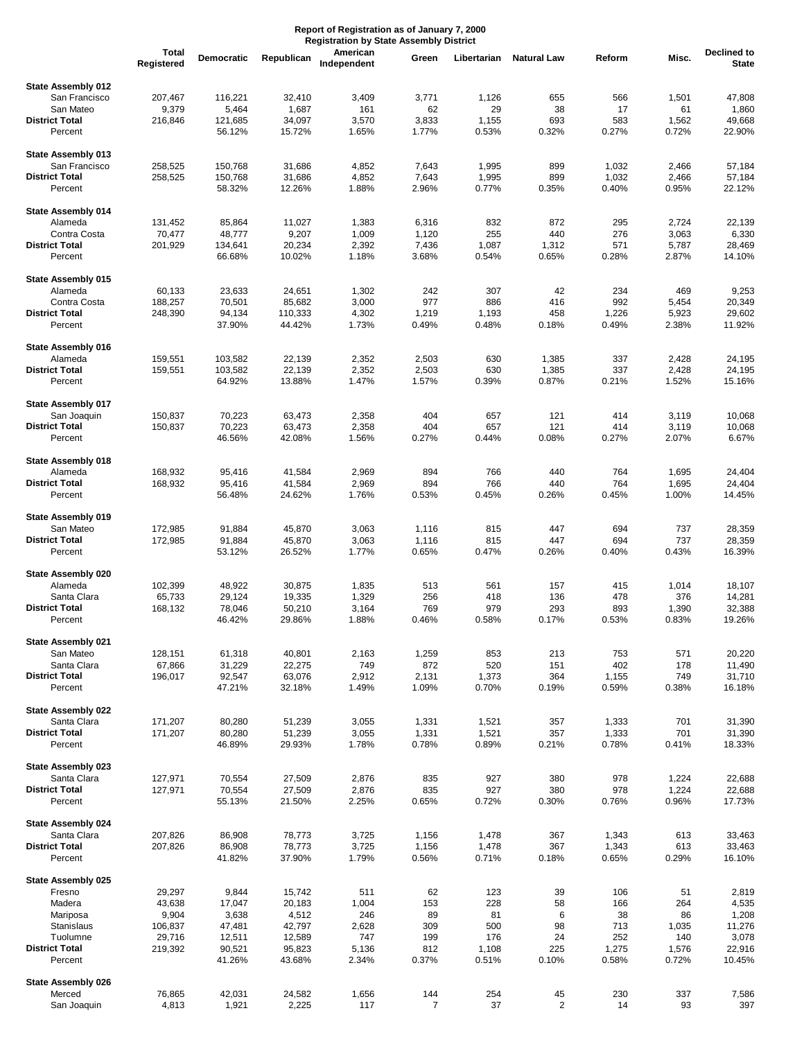**Report of Registration as of January 7, 2000**
**Registration by State Assembly District**

| | Total Registered | Democratic | Republican | American Independent | Green | Libertarian | Natural Law | Reform | Misc. | Declined to State |
|---|---|---|---|---|---|---|---|---|---|---|
| **State Assembly 012** | | | | | | | | | | |
| San Francisco | 207,467 | 116,221 | 32,410 | 3,409 | 3,771 | 1,126 | 655 | 566 | 1,501 | 47,808 |
| San Mateo | 9,379 | 5,464 | 1,687 | 161 | 62 | 29 | 38 | 17 | 61 | 1,860 |
| **District Total** | 216,846 | 121,685 | 34,097 | 3,570 | 3,833 | 1,155 | 693 | 583 | 1,562 | 49,668 |
| Percent | | 56.12% | 15.72% | 1.65% | 1.77% | 0.53% | 0.32% | 0.27% | 0.72% | 22.90% |
| **State Assembly 013** | | | | | | | | | | |
| San Francisco | 258,525 | 150,768 | 31,686 | 4,852 | 7,643 | 1,995 | 899 | 1,032 | 2,466 | 57,184 |
| **District Total** | 258,525 | 150,768 | 31,686 | 4,852 | 7,643 | 1,995 | 899 | 1,032 | 2,466 | 57,184 |
| Percent | | 58.32% | 12.26% | 1.88% | 2.96% | 0.77% | 0.35% | 0.40% | 0.95% | 22.12% |
| **State Assembly 014** | | | | | | | | | | |
| Alameda | 131,452 | 85,864 | 11,027 | 1,383 | 6,316 | 832 | 872 | 295 | 2,724 | 22,139 |
| Contra Costa | 70,477 | 48,777 | 9,207 | 1,009 | 1,120 | 255 | 440 | 276 | 3,063 | 6,330 |
| **District Total** | 201,929 | 134,641 | 20,234 | 2,392 | 7,436 | 1,087 | 1,312 | 571 | 5,787 | 28,469 |
| Percent | | 66.68% | 10.02% | 1.18% | 3.68% | 0.54% | 0.65% | 0.28% | 2.87% | 14.10% |
| **State Assembly 015** | | | | | | | | | | |
| Alameda | 60,133 | 23,633 | 24,651 | 1,302 | 242 | 307 | 42 | 234 | 469 | 9,253 |
| Contra Costa | 188,257 | 70,501 | 85,682 | 3,000 | 977 | 886 | 416 | 992 | 5,454 | 20,349 |
| **District Total** | 248,390 | 94,134 | 110,333 | 4,302 | 1,219 | 1,193 | 458 | 1,226 | 5,923 | 29,602 |
| Percent | | 37.90% | 44.42% | 1.73% | 0.49% | 0.48% | 0.18% | 0.49% | 2.38% | 11.92% |
| **State Assembly 016** | | | | | | | | | | |
| Alameda | 159,551 | 103,582 | 22,139 | 2,352 | 2,503 | 630 | 1,385 | 337 | 2,428 | 24,195 |
| **District Total** | 159,551 | 103,582 | 22,139 | 2,352 | 2,503 | 630 | 1,385 | 337 | 2,428 | 24,195 |
| Percent | | 64.92% | 13.88% | 1.47% | 1.57% | 0.39% | 0.87% | 0.21% | 1.52% | 15.16% |
| **State Assembly 017** | | | | | | | | | | |
| San Joaquin | 150,837 | 70,223 | 63,473 | 2,358 | 404 | 657 | 121 | 414 | 3,119 | 10,068 |
| **District Total** | 150,837 | 70,223 | 63,473 | 2,358 | 404 | 657 | 121 | 414 | 3,119 | 10,068 |
| Percent | | 46.56% | 42.08% | 1.56% | 0.27% | 0.44% | 0.08% | 0.27% | 2.07% | 6.67% |
| **State Assembly 018** | | | | | | | | | | |
| Alameda | 168,932 | 95,416 | 41,584 | 2,969 | 894 | 766 | 440 | 764 | 1,695 | 24,404 |
| **District Total** | 168,932 | 95,416 | 41,584 | 2,969 | 894 | 766 | 440 | 764 | 1,695 | 24,404 |
| Percent | | 56.48% | 24.62% | 1.76% | 0.53% | 0.45% | 0.26% | 0.45% | 1.00% | 14.45% |
| **State Assembly 019** | | | | | | | | | | |
| San Mateo | 172,985 | 91,884 | 45,870 | 3,063 | 1,116 | 815 | 447 | 694 | 737 | 28,359 |
| **District Total** | 172,985 | 91,884 | 45,870 | 3,063 | 1,116 | 815 | 447 | 694 | 737 | 28,359 |
| Percent | | 53.12% | 26.52% | 1.77% | 0.65% | 0.47% | 0.26% | 0.40% | 0.43% | 16.39% |
| **State Assembly 020** | | | | | | | | | | |
| Alameda | 102,399 | 48,922 | 30,875 | 1,835 | 513 | 561 | 157 | 415 | 1,014 | 18,107 |
| Santa Clara | 65,733 | 29,124 | 19,335 | 1,329 | 256 | 418 | 136 | 478 | 376 | 14,281 |
| **District Total** | 168,132 | 78,046 | 50,210 | 3,164 | 769 | 979 | 293 | 893 | 1,390 | 32,388 |
| Percent | | 46.42% | 29.86% | 1.88% | 0.46% | 0.58% | 0.17% | 0.53% | 0.83% | 19.26% |
| **State Assembly 021** | | | | | | | | | | |
| San Mateo | 128,151 | 61,318 | 40,801 | 2,163 | 1,259 | 853 | 213 | 753 | 571 | 20,220 |
| Santa Clara | 67,866 | 31,229 | 22,275 | 749 | 872 | 520 | 151 | 402 | 178 | 11,490 |
| **District Total** | 196,017 | 92,547 | 63,076 | 2,912 | 2,131 | 1,373 | 364 | 1,155 | 749 | 31,710 |
| Percent | | 47.21% | 32.18% | 1.49% | 1.09% | 0.70% | 0.19% | 0.59% | 0.38% | 16.18% |
| **State Assembly 022** | | | | | | | | | | |
| Santa Clara | 171,207 | 80,280 | 51,239 | 3,055 | 1,331 | 1,521 | 357 | 1,333 | 701 | 31,390 |
| **District Total** | 171,207 | 80,280 | 51,239 | 3,055 | 1,331 | 1,521 | 357 | 1,333 | 701 | 31,390 |
| Percent | | 46.89% | 29.93% | 1.78% | 0.78% | 0.89% | 0.21% | 0.78% | 0.41% | 18.33% |
| **State Assembly 023** | | | | | | | | | | |
| Santa Clara | 127,971 | 70,554 | 27,509 | 2,876 | 835 | 927 | 380 | 978 | 1,224 | 22,688 |
| **District Total** | 127,971 | 70,554 | 27,509 | 2,876 | 835 | 927 | 380 | 978 | 1,224 | 22,688 |
| Percent | | 55.13% | 21.50% | 2.25% | 0.65% | 0.72% | 0.30% | 0.76% | 0.96% | 17.73% |
| **State Assembly 024** | | | | | | | | | | |
| Santa Clara | 207,826 | 86,908 | 78,773 | 3,725 | 1,156 | 1,478 | 367 | 1,343 | 613 | 33,463 |
| **District Total** | 207,826 | 86,908 | 78,773 | 3,725 | 1,156 | 1,478 | 367 | 1,343 | 613 | 33,463 |
| Percent | | 41.82% | 37.90% | 1.79% | 0.56% | 0.71% | 0.18% | 0.65% | 0.29% | 16.10% |
| **State Assembly 025** | | | | | | | | | | |
| Fresno | 29,297 | 9,844 | 15,742 | 511 | 62 | 123 | 39 | 106 | 51 | 2,819 |
| Madera | 43,638 | 17,047 | 20,183 | 1,004 | 153 | 228 | 58 | 166 | 264 | 4,535 |
| Mariposa | 9,904 | 3,638 | 4,512 | 246 | 89 | 81 | 6 | 38 | 86 | 1,208 |
| Stanislaus | 106,837 | 47,481 | 42,797 | 2,628 | 309 | 500 | 98 | 713 | 1,035 | 11,276 |
| Tuolumne | 29,716 | 12,511 | 12,589 | 747 | 199 | 176 | 24 | 252 | 140 | 3,078 |
| **District Total** | 219,392 | 90,521 | 95,823 | 5,136 | 812 | 1,108 | 225 | 1,275 | 1,576 | 22,916 |
| Percent | | 41.26% | 43.68% | 2.34% | 0.37% | 0.51% | 0.10% | 0.58% | 0.72% | 10.45% |
| **State Assembly 026** | | | | | | | | | | |
| Merced | 76,865 | 42,031 | 24,582 | 1,656 | 144 | 254 | 45 | 230 | 337 | 7,586 |
| San Joaquin | 4,813 | 1,921 | 2,225 | 117 | 7 | 37 | 2 | 14 | 93 | 397 |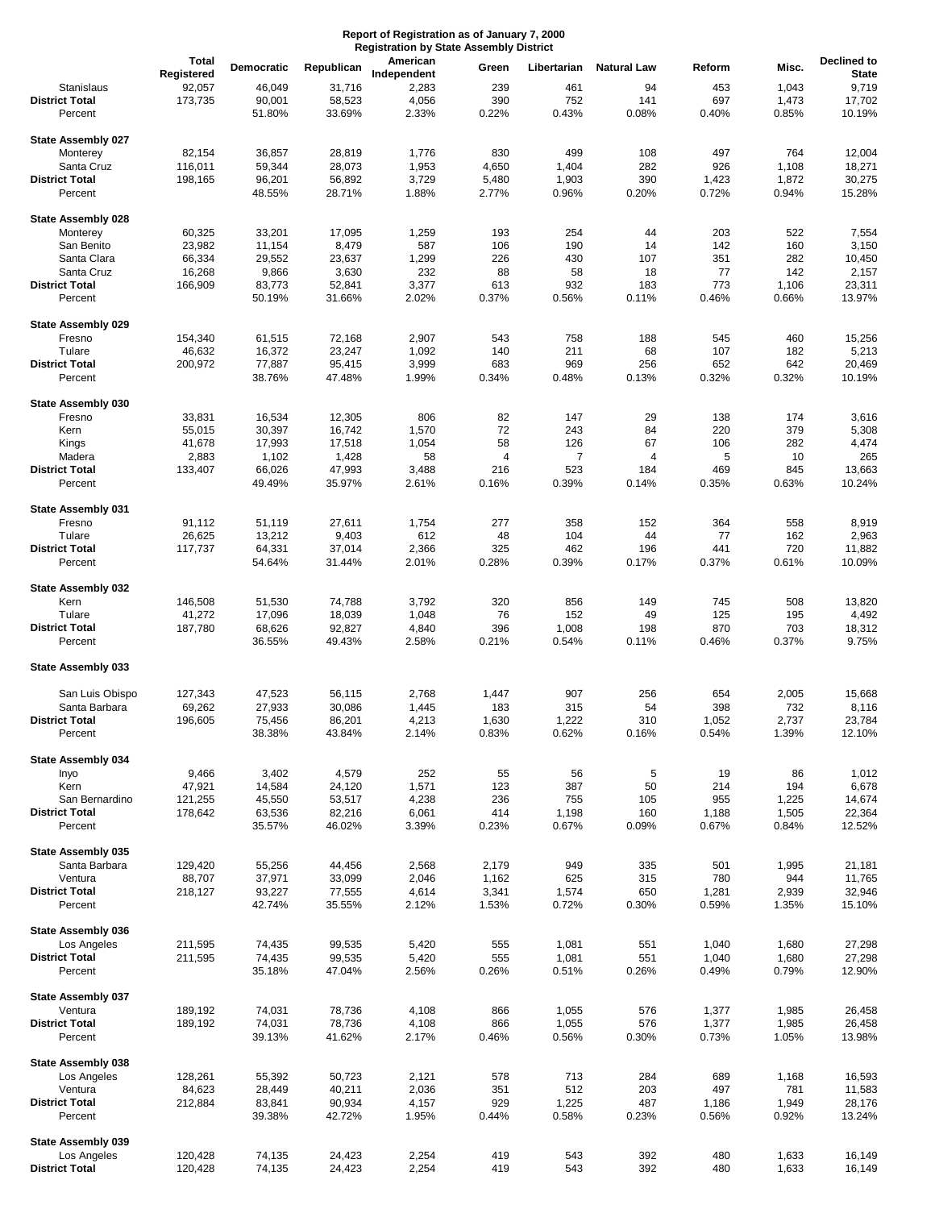**Report of Registration as of January 7, 2000**
**Registration by State Assembly District**

| | Total Registered | Democratic | Republican | American Independent | Green | Libertarian | Natural Law | Reform | Misc. | Declined to State |
|---|---|---|---|---|---|---|---|---|---|---|
| Stanislaus | 92,057 | 46,049 | 31,716 | 2,283 | 239 | 461 | 94 | 453 | 1,043 | 9,719 |
| **District Total** | 173,735 | 90,001 | 58,523 | 4,056 | 390 | 752 | 141 | 697 | 1,473 | 17,702 |
| Percent | | 51.80% | 33.69% | 2.33% | 0.22% | 0.43% | 0.08% | 0.40% | 0.85% | 10.19% |
| | | | | | | | | | | |
| **State Assembly 027** | | | | | | | | | | |
| Monterey | 82,154 | 36,857 | 28,819 | 1,776 | 830 | 499 | 108 | 497 | 764 | 12,004 |
| Santa Cruz | 116,011 | 59,344 | 28,073 | 1,953 | 4,650 | 1,404 | 282 | 926 | 1,108 | 18,271 |
| **District Total** | 198,165 | 96,201 | 56,892 | 3,729 | 5,480 | 1,903 | 390 | 1,423 | 1,872 | 30,275 |
| Percent | | 48.55% | 28.71% | 1.88% | 2.77% | 0.96% | 0.20% | 0.72% | 0.94% | 15.28% |
| | | | | | | | | | | |
| **State Assembly 028** | | | | | | | | | | |
| Monterey | 60,325 | 33,201 | 17,095 | 1,259 | 193 | 254 | 44 | 203 | 522 | 7,554 |
| San Benito | 23,982 | 11,154 | 8,479 | 587 | 106 | 190 | 14 | 142 | 160 | 3,150 |
| Santa Clara | 66,334 | 29,552 | 23,637 | 1,299 | 226 | 430 | 107 | 351 | 282 | 10,450 |
| Santa Cruz | 16,268 | 9,866 | 3,630 | 232 | 88 | 58 | 18 | 77 | 142 | 2,157 |
| **District Total** | 166,909 | 83,773 | 52,841 | 3,377 | 613 | 932 | 183 | 773 | 1,106 | 23,311 |
| Percent | | 50.19% | 31.66% | 2.02% | 0.37% | 0.56% | 0.11% | 0.46% | 0.66% | 13.97% |
| | | | | | | | | | | |
| **State Assembly 029** | | | | | | | | | | |
| Fresno | 154,340 | 61,515 | 72,168 | 2,907 | 543 | 758 | 188 | 545 | 460 | 15,256 |
| Tulare | 46,632 | 16,372 | 23,247 | 1,092 | 140 | 211 | 68 | 107 | 182 | 5,213 |
| **District Total** | 200,972 | 77,887 | 95,415 | 3,999 | 683 | 969 | 256 | 652 | 642 | 20,469 |
| Percent | | 38.76% | 47.48% | 1.99% | 0.34% | 0.48% | 0.13% | 0.32% | 0.32% | 10.19% |
| | | | | | | | | | | |
| **State Assembly 030** | | | | | | | | | | |
| Fresno | 33,831 | 16,534 | 12,305 | 806 | 82 | 147 | 29 | 138 | 174 | 3,616 |
| Kern | 55,015 | 30,397 | 16,742 | 1,570 | 72 | 243 | 84 | 220 | 379 | 5,308 |
| Kings | 41,678 | 17,993 | 17,518 | 1,054 | 58 | 126 | 67 | 106 | 282 | 4,474 |
| Madera | 2,883 | 1,102 | 1,428 | 58 | 4 | 7 | 4 | 5 | 10 | 265 |
| **District Total** | 133,407 | 66,026 | 47,993 | 3,488 | 216 | 523 | 184 | 469 | 845 | 13,663 |
| Percent | | 49.49% | 35.97% | 2.61% | 0.16% | 0.39% | 0.14% | 0.35% | 0.63% | 10.24% |
| | | | | | | | | | | |
| **State Assembly 031** | | | | | | | | | | |
| Fresno | 91,112 | 51,119 | 27,611 | 1,754 | 277 | 358 | 152 | 364 | 558 | 8,919 |
| Tulare | 26,625 | 13,212 | 9,403 | 612 | 48 | 104 | 44 | 77 | 162 | 2,963 |
| **District Total** | 117,737 | 64,331 | 37,014 | 2,366 | 325 | 462 | 196 | 441 | 720 | 11,882 |
| Percent | | 54.64% | 31.44% | 2.01% | 0.28% | 0.39% | 0.17% | 0.37% | 0.61% | 10.09% |
| | | | | | | | | | | |
| **State Assembly 032** | | | | | | | | | | |
| Kern | 146,508 | 51,530 | 74,788 | 3,792 | 320 | 856 | 149 | 745 | 508 | 13,820 |
| Tulare | 41,272 | 17,096 | 18,039 | 1,048 | 76 | 152 | 49 | 125 | 195 | 4,492 |
| **District Total** | 187,780 | 68,626 | 92,827 | 4,840 | 396 | 1,008 | 198 | 870 | 703 | 18,312 |
| Percent | | 36.55% | 49.43% | 2.58% | 0.21% | 0.54% | 0.11% | 0.46% | 0.37% | 9.75% |
| | | | | | | | | | | |
| **State Assembly 033** | | | | | | | | | | |
| San Luis Obispo | 127,343 | 47,523 | 56,115 | 2,768 | 1,447 | 907 | 256 | 654 | 2,005 | 15,668 |
| Santa Barbara | 69,262 | 27,933 | 30,086 | 1,445 | 183 | 315 | 54 | 398 | 732 | 8,116 |
| **District Total** | 196,605 | 75,456 | 86,201 | 4,213 | 1,630 | 1,222 | 310 | 1,052 | 2,737 | 23,784 |
| Percent | | 38.38% | 43.84% | 2.14% | 0.83% | 0.62% | 0.16% | 0.54% | 1.39% | 12.10% |
| | | | | | | | | | | |
| **State Assembly 034** | | | | | | | | | | |
| Inyo | 9,466 | 3,402 | 4,579 | 252 | 55 | 56 | 5 | 19 | 86 | 1,012 |
| Kern | 47,921 | 14,584 | 24,120 | 1,571 | 123 | 387 | 50 | 214 | 194 | 6,678 |
| San Bernardino | 121,255 | 45,550 | 53,517 | 4,238 | 236 | 755 | 105 | 955 | 1,225 | 14,674 |
| **District Total** | 178,642 | 63,536 | 82,216 | 6,061 | 414 | 1,198 | 160 | 1,188 | 1,505 | 22,364 |
| Percent | | 35.57% | 46.02% | 3.39% | 0.23% | 0.67% | 0.09% | 0.67% | 0.84% | 12.52% |
| | | | | | | | | | | |
| **State Assembly 035** | | | | | | | | | | |
| Santa Barbara | 129,420 | 55,256 | 44,456 | 2,568 | 2,179 | 949 | 335 | 501 | 1,995 | 21,181 |
| Ventura | 88,707 | 37,971 | 33,099 | 2,046 | 1,162 | 625 | 315 | 780 | 944 | 11,765 |
| **District Total** | 218,127 | 93,227 | 77,555 | 4,614 | 3,341 | 1,574 | 650 | 1,281 | 2,939 | 32,946 |
| Percent | | 42.74% | 35.55% | 2.12% | 1.53% | 0.72% | 0.30% | 0.59% | 1.35% | 15.10% |
| | | | | | | | | | | |
| **State Assembly 036** | | | | | | | | | | |
| Los Angeles | 211,595 | 74,435 | 99,535 | 5,420 | 555 | 1,081 | 551 | 1,040 | 1,680 | 27,298 |
| **District Total** | 211,595 | 74,435 | 99,535 | 5,420 | 555 | 1,081 | 551 | 1,040 | 1,680 | 27,298 |
| Percent | | 35.18% | 47.04% | 2.56% | 0.26% | 0.51% | 0.26% | 0.49% | 0.79% | 12.90% |
| | | | | | | | | | | |
| **State Assembly 037** | | | | | | | | | | |
| Ventura | 189,192 | 74,031 | 78,736 | 4,108 | 866 | 1,055 | 576 | 1,377 | 1,985 | 26,458 |
| **District Total** | 189,192 | 74,031 | 78,736 | 4,108 | 866 | 1,055 | 576 | 1,377 | 1,985 | 26,458 |
| Percent | | 39.13% | 41.62% | 2.17% | 0.46% | 0.56% | 0.30% | 0.73% | 1.05% | 13.98% |
| | | | | | | | | | | |
| **State Assembly 038** | | | | | | | | | | |
| Los Angeles | 128,261 | 55,392 | 50,723 | 2,121 | 578 | 713 | 284 | 689 | 1,168 | 16,593 |
| Ventura | 84,623 | 28,449 | 40,211 | 2,036 | 351 | 512 | 203 | 497 | 781 | 11,583 |
| **District Total** | 212,884 | 83,841 | 90,934 | 4,157 | 929 | 1,225 | 487 | 1,186 | 1,949 | 28,176 |
| Percent | | 39.38% | 42.72% | 1.95% | 0.44% | 0.58% | 0.23% | 0.56% | 0.92% | 13.24% |
| | | | | | | | | | | |
| **State Assembly 039** | | | | | | | | | | |
| Los Angeles | 120,428 | 74,135 | 24,423 | 2,254 | 419 | 543 | 392 | 480 | 1,633 | 16,149 |
| **District Total** | 120,428 | 74,135 | 24,423 | 2,254 | 419 | 543 | 392 | 480 | 1,633 | 16,149 |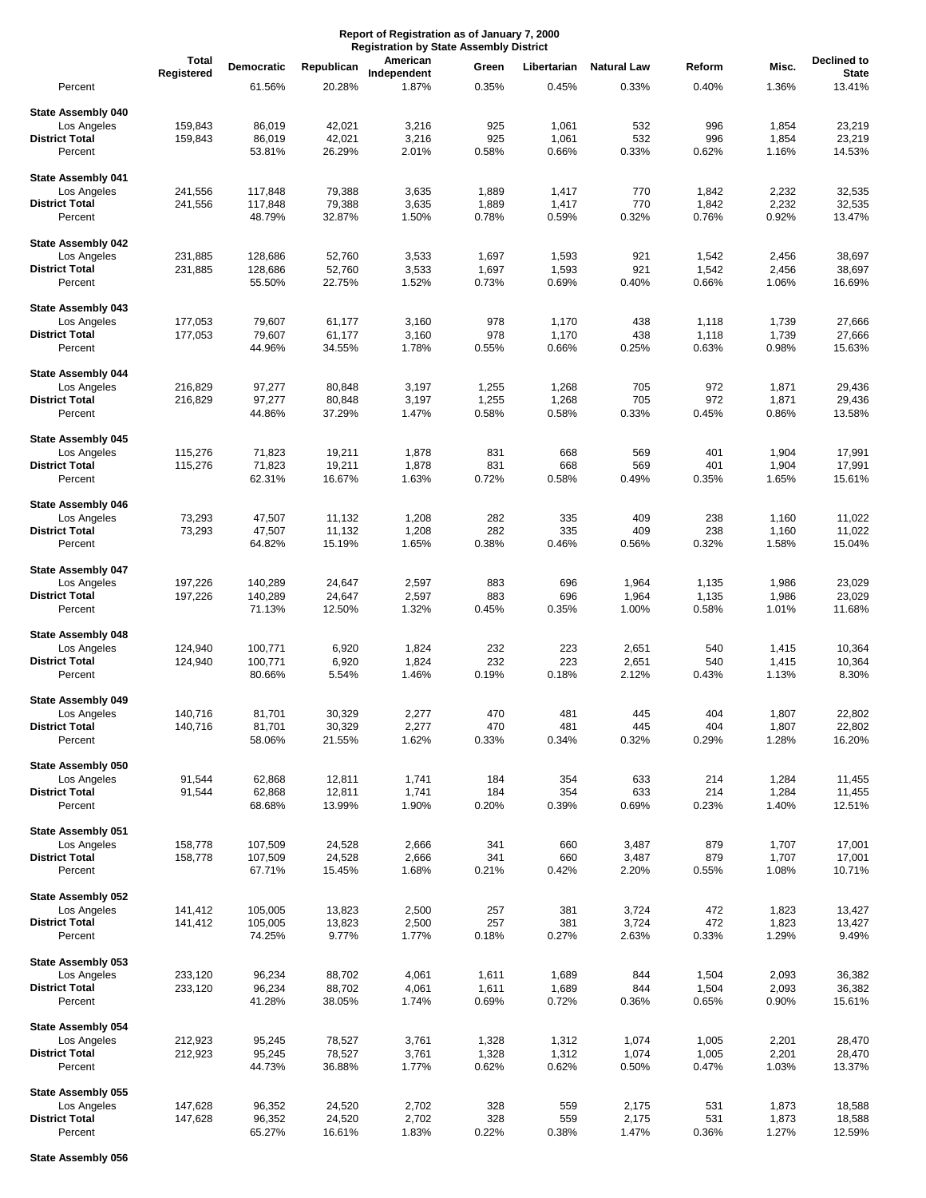**Report of Registration as of January 7, 2000**
**Registration by State Assembly District**

| | Total Registered | Democratic | Republican | American Independent | Green | Libertarian | Natural Law | Reform | Misc. | Declined to State |
|---|---|---|---|---|---|---|---|---|---|---|
| Percent | | 61.56% | 20.28% | 1.87% | 0.35% | 0.45% | 0.33% | 0.40% | 1.36% | 13.41% |
| **State Assembly 040** | | | | | | | | | | |
| Los Angeles | 159,843 | 86,019 | 42,021 | 3,216 | 925 | 1,061 | 532 | 996 | 1,854 | 23,219 |
| **District Total** | 159,843 | 86,019 | 42,021 | 3,216 | 925 | 1,061 | 532 | 996 | 1,854 | 23,219 |
| Percent | | 53.81% | 26.29% | 2.01% | 0.58% | 0.66% | 0.33% | 0.62% | 1.16% | 14.53% |
| **State Assembly 041** | | | | | | | | | | |
| Los Angeles | 241,556 | 117,848 | 79,388 | 3,635 | 1,889 | 1,417 | 770 | 1,842 | 2,232 | 32,535 |
| **District Total** | 241,556 | 117,848 | 79,388 | 3,635 | 1,889 | 1,417 | 770 | 1,842 | 2,232 | 32,535 |
| Percent | | 48.79% | 32.87% | 1.50% | 0.78% | 0.59% | 0.32% | 0.76% | 0.92% | 13.47% |
| **State Assembly 042** | | | | | | | | | | |
| Los Angeles | 231,885 | 128,686 | 52,760 | 3,533 | 1,697 | 1,593 | 921 | 1,542 | 2,456 | 38,697 |
| **District Total** | 231,885 | 128,686 | 52,760 | 3,533 | 1,697 | 1,593 | 921 | 1,542 | 2,456 | 38,697 |
| Percent | | 55.50% | 22.75% | 1.52% | 0.73% | 0.69% | 0.40% | 0.66% | 1.06% | 16.69% |
| **State Assembly 043** | | | | | | | | | | |
| Los Angeles | 177,053 | 79,607 | 61,177 | 3,160 | 978 | 1,170 | 438 | 1,118 | 1,739 | 27,666 |
| **District Total** | 177,053 | 79,607 | 61,177 | 3,160 | 978 | 1,170 | 438 | 1,118 | 1,739 | 27,666 |
| Percent | | 44.96% | 34.55% | 1.78% | 0.55% | 0.66% | 0.25% | 0.63% | 0.98% | 15.63% |
| **State Assembly 044** | | | | | | | | | | |
| Los Angeles | 216,829 | 97,277 | 80,848 | 3,197 | 1,255 | 1,268 | 705 | 972 | 1,871 | 29,436 |
| **District Total** | 216,829 | 97,277 | 80,848 | 3,197 | 1,255 | 1,268 | 705 | 972 | 1,871 | 29,436 |
| Percent | | 44.86% | 37.29% | 1.47% | 0.58% | 0.58% | 0.33% | 0.45% | 0.86% | 13.58% |
| **State Assembly 045** | | | | | | | | | | |
| Los Angeles | 115,276 | 71,823 | 19,211 | 1,878 | 831 | 668 | 569 | 401 | 1,904 | 17,991 |
| **District Total** | 115,276 | 71,823 | 19,211 | 1,878 | 831 | 668 | 569 | 401 | 1,904 | 17,991 |
| Percent | | 62.31% | 16.67% | 1.63% | 0.72% | 0.58% | 0.49% | 0.35% | 1.65% | 15.61% |
| **State Assembly 046** | | | | | | | | | | |
| Los Angeles | 73,293 | 47,507 | 11,132 | 1,208 | 282 | 335 | 409 | 238 | 1,160 | 11,022 |
| **District Total** | 73,293 | 47,507 | 11,132 | 1,208 | 282 | 335 | 409 | 238 | 1,160 | 11,022 |
| Percent | | 64.82% | 15.19% | 1.65% | 0.38% | 0.46% | 0.56% | 0.32% | 1.58% | 15.04% |
| **State Assembly 047** | | | | | | | | | | |
| Los Angeles | 197,226 | 140,289 | 24,647 | 2,597 | 883 | 696 | 1,964 | 1,135 | 1,986 | 23,029 |
| **District Total** | 197,226 | 140,289 | 24,647 | 2,597 | 883 | 696 | 1,964 | 1,135 | 1,986 | 23,029 |
| Percent | | 71.13% | 12.50% | 1.32% | 0.45% | 0.35% | 1.00% | 0.58% | 1.01% | 11.68% |
| **State Assembly 048** | | | | | | | | | | |
| Los Angeles | 124,940 | 100,771 | 6,920 | 1,824 | 232 | 223 | 2,651 | 540 | 1,415 | 10,364 |
| **District Total** | 124,940 | 100,771 | 6,920 | 1,824 | 232 | 223 | 2,651 | 540 | 1,415 | 10,364 |
| Percent | | 80.66% | 5.54% | 1.46% | 0.19% | 0.18% | 2.12% | 0.43% | 1.13% | 8.30% |
| **State Assembly 049** | | | | | | | | | | |
| Los Angeles | 140,716 | 81,701 | 30,329 | 2,277 | 470 | 481 | 445 | 404 | 1,807 | 22,802 |
| **District Total** | 140,716 | 81,701 | 30,329 | 2,277 | 470 | 481 | 445 | 404 | 1,807 | 22,802 |
| Percent | | 58.06% | 21.55% | 1.62% | 0.33% | 0.34% | 0.32% | 0.29% | 1.28% | 16.20% |
| **State Assembly 050** | | | | | | | | | | |
| Los Angeles | 91,544 | 62,868 | 12,811 | 1,741 | 184 | 354 | 633 | 214 | 1,284 | 11,455 |
| **District Total** | 91,544 | 62,868 | 12,811 | 1,741 | 184 | 354 | 633 | 214 | 1,284 | 11,455 |
| Percent | | 68.68% | 13.99% | 1.90% | 0.20% | 0.39% | 0.69% | 0.23% | 1.40% | 12.51% |
| **State Assembly 051** | | | | | | | | | | |
| Los Angeles | 158,778 | 107,509 | 24,528 | 2,666 | 341 | 660 | 3,487 | 879 | 1,707 | 17,001 |
| **District Total** | 158,778 | 107,509 | 24,528 | 2,666 | 341 | 660 | 3,487 | 879 | 1,707 | 17,001 |
| Percent | | 67.71% | 15.45% | 1.68% | 0.21% | 0.42% | 2.20% | 0.55% | 1.08% | 10.71% |
| **State Assembly 052** | | | | | | | | | | |
| Los Angeles | 141,412 | 105,005 | 13,823 | 2,500 | 257 | 381 | 3,724 | 472 | 1,823 | 13,427 |
| **District Total** | 141,412 | 105,005 | 13,823 | 2,500 | 257 | 381 | 3,724 | 472 | 1,823 | 13,427 |
| Percent | | 74.25% | 9.77% | 1.77% | 0.18% | 0.27% | 2.63% | 0.33% | 1.29% | 9.49% |
| **State Assembly 053** | | | | | | | | | | |
| Los Angeles | 233,120 | 96,234 | 88,702 | 4,061 | 1,611 | 1,689 | 844 | 1,504 | 2,093 | 36,382 |
| **District Total** | 233,120 | 96,234 | 88,702 | 4,061 | 1,611 | 1,689 | 844 | 1,504 | 2,093 | 36,382 |
| Percent | | 41.28% | 38.05% | 1.74% | 0.69% | 0.72% | 0.36% | 0.65% | 0.90% | 15.61% |
| **State Assembly 054** | | | | | | | | | | |
| Los Angeles | 212,923 | 95,245 | 78,527 | 3,761 | 1,328 | 1,312 | 1,074 | 1,005 | 2,201 | 28,470 |
| **District Total** | 212,923 | 95,245 | 78,527 | 3,761 | 1,328 | 1,312 | 1,074 | 1,005 | 2,201 | 28,470 |
| Percent | | 44.73% | 36.88% | 1.77% | 0.62% | 0.62% | 0.50% | 0.47% | 1.03% | 13.37% |
| **State Assembly 055** | | | | | | | | | | |
| Los Angeles | 147,628 | 96,352 | 24,520 | 2,702 | 328 | 559 | 2,175 | 531 | 1,873 | 18,588 |
| **District Total** | 147,628 | 96,352 | 24,520 | 2,702 | 328 | 559 | 2,175 | 531 | 1,873 | 18,588 |
| Percent | | 65.27% | 16.61% | 1.83% | 0.22% | 0.38% | 1.47% | 0.36% | 1.27% | 12.59% |
| **State Assembly 056** | | | | | | | | | | |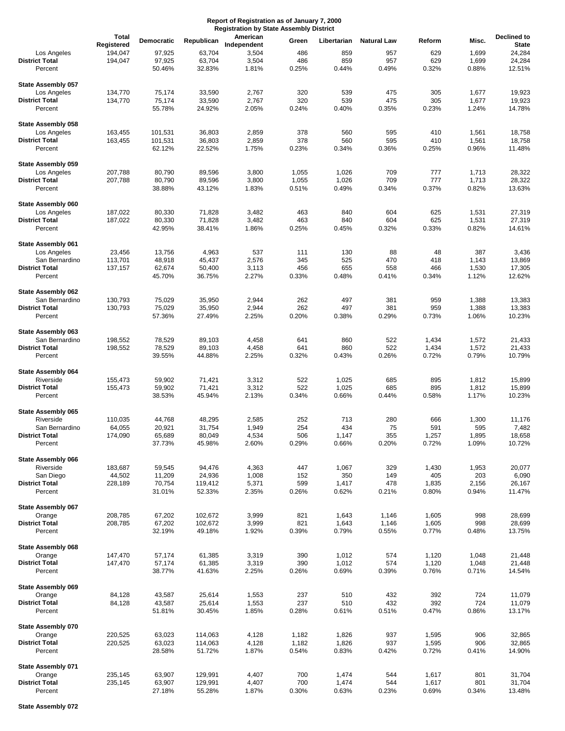**Report of Registration as of January 7, 2000**
**Registration by State Assembly District**

| | Total Registered | Democratic | Republican | American Independent | Green | Libertarian | Natural Law | Reform | Misc. | Declined to State |
|---|---|---|---|---|---|---|---|---|---|---|
| Los Angeles | 194,047 | 97,925 | 63,704 | 3,504 | 486 | 859 | 957 | 629 | 1,699 | 24,284 |
| **District Total** | 194,047 | 97,925 | 63,704 | 3,504 | 486 | 859 | 957 | 629 | 1,699 | 24,284 |
| Percent | | 50.46% | 32.83% | 1.81% | 0.25% | 0.44% | 0.49% | 0.32% | 0.88% | 12.51% |
| **State Assembly 057** | | | | | | | | | | |
| Los Angeles | 134,770 | 75,174 | 33,590 | 2,767 | 320 | 539 | 475 | 305 | 1,677 | 19,923 |
| **District Total** | 134,770 | 75,174 | 33,590 | 2,767 | 320 | 539 | 475 | 305 | 1,677 | 19,923 |
| Percent | | 55.78% | 24.92% | 2.05% | 0.24% | 0.40% | 0.35% | 0.23% | 1.24% | 14.78% |
| **State Assembly 058** | | | | | | | | | | |
| Los Angeles | 163,455 | 101,531 | 36,803 | 2,859 | 378 | 560 | 595 | 410 | 1,561 | 18,758 |
| **District Total** | 163,455 | 101,531 | 36,803 | 2,859 | 378 | 560 | 595 | 410 | 1,561 | 18,758 |
| Percent | | 62.12% | 22.52% | 1.75% | 0.23% | 0.34% | 0.36% | 0.25% | 0.96% | 11.48% |
| **State Assembly 059** | | | | | | | | | | |
| Los Angeles | 207,788 | 80,790 | 89,596 | 3,800 | 1,055 | 1,026 | 709 | 777 | 1,713 | 28,322 |
| **District Total** | 207,788 | 80,790 | 89,596 | 3,800 | 1,055 | 1,026 | 709 | 777 | 1,713 | 28,322 |
| Percent | | 38.88% | 43.12% | 1.83% | 0.51% | 0.49% | 0.34% | 0.37% | 0.82% | 13.63% |
| **State Assembly 060** | | | | | | | | | | |
| Los Angeles | 187,022 | 80,330 | 71,828 | 3,482 | 463 | 840 | 604 | 625 | 1,531 | 27,319 |
| **District Total** | 187,022 | 80,330 | 71,828 | 3,482 | 463 | 840 | 604 | 625 | 1,531 | 27,319 |
| Percent | | 42.95% | 38.41% | 1.86% | 0.25% | 0.45% | 0.32% | 0.33% | 0.82% | 14.61% |
| **State Assembly 061** | | | | | | | | | | |
| Los Angeles | 23,456 | 13,756 | 4,963 | 537 | 111 | 130 | 88 | 48 | 387 | 3,436 |
| San Bernardino | 113,701 | 48,918 | 45,437 | 2,576 | 345 | 525 | 470 | 418 | 1,143 | 13,869 |
| **District Total** | 137,157 | 62,674 | 50,400 | 3,113 | 456 | 655 | 558 | 466 | 1,530 | 17,305 |
| Percent | | 45.70% | 36.75% | 2.27% | 0.33% | 0.48% | 0.41% | 0.34% | 1.12% | 12.62% |
| **State Assembly 062** | | | | | | | | | | |
| San Bernardino | 130,793 | 75,029 | 35,950 | 2,944 | 262 | 497 | 381 | 959 | 1,388 | 13,383 |
| **District Total** | 130,793 | 75,029 | 35,950 | 2,944 | 262 | 497 | 381 | 959 | 1,388 | 13,383 |
| Percent | | 57.36% | 27.49% | 2.25% | 0.20% | 0.38% | 0.29% | 0.73% | 1.06% | 10.23% |
| **State Assembly 063** | | | | | | | | | | |
| San Bernardino | 198,552 | 78,529 | 89,103 | 4,458 | 641 | 860 | 522 | 1,434 | 1,572 | 21,433 |
| **District Total** | 198,552 | 78,529 | 89,103 | 4,458 | 641 | 860 | 522 | 1,434 | 1,572 | 21,433 |
| Percent | | 39.55% | 44.88% | 2.25% | 0.32% | 0.43% | 0.26% | 0.72% | 0.79% | 10.79% |
| **State Assembly 064** | | | | | | | | | | |
| Riverside | 155,473 | 59,902 | 71,421 | 3,312 | 522 | 1,025 | 685 | 895 | 1,812 | 15,899 |
| **District Total** | 155,473 | 59,902 | 71,421 | 3,312 | 522 | 1,025 | 685 | 895 | 1,812 | 15,899 |
| Percent | | 38.53% | 45.94% | 2.13% | 0.34% | 0.66% | 0.44% | 0.58% | 1.17% | 10.23% |
| **State Assembly 065** | | | | | | | | | | |
| Riverside | 110,035 | 44,768 | 48,295 | 2,585 | 252 | 713 | 280 | 666 | 1,300 | 11,176 |
| San Bernardino | 64,055 | 20,921 | 31,754 | 1,949 | 254 | 434 | 75 | 591 | 595 | 7,482 |
| **District Total** | 174,090 | 65,689 | 80,049 | 4,534 | 506 | 1,147 | 355 | 1,257 | 1,895 | 18,658 |
| Percent | | 37.73% | 45.98% | 2.60% | 0.29% | 0.66% | 0.20% | 0.72% | 1.09% | 10.72% |
| **State Assembly 066** | | | | | | | | | | |
| Riverside | 183,687 | 59,545 | 94,476 | 4,363 | 447 | 1,067 | 329 | 1,430 | 1,953 | 20,077 |
| San Diego | 44,502 | 11,209 | 24,936 | 1,008 | 152 | 350 | 149 | 405 | 203 | 6,090 |
| **District Total** | 228,189 | 70,754 | 119,412 | 5,371 | 599 | 1,417 | 478 | 1,835 | 2,156 | 26,167 |
| Percent | | 31.01% | 52.33% | 2.35% | 0.26% | 0.62% | 0.21% | 0.80% | 0.94% | 11.47% |
| **State Assembly 067** | | | | | | | | | | |
| Orange | 208,785 | 67,202 | 102,672 | 3,999 | 821 | 1,643 | 1,146 | 1,605 | 998 | 28,699 |
| **District Total** | 208,785 | 67,202 | 102,672 | 3,999 | 821 | 1,643 | 1,146 | 1,605 | 998 | 28,699 |
| Percent | | 32.19% | 49.18% | 1.92% | 0.39% | 0.79% | 0.55% | 0.77% | 0.48% | 13.75% |
| **State Assembly 068** | | | | | | | | | | |
| Orange | 147,470 | 57,174 | 61,385 | 3,319 | 390 | 1,012 | 574 | 1,120 | 1,048 | 21,448 |
| **District Total** | 147,470 | 57,174 | 61,385 | 3,319 | 390 | 1,012 | 574 | 1,120 | 1,048 | 21,448 |
| Percent | | 38.77% | 41.63% | 2.25% | 0.26% | 0.69% | 0.39% | 0.76% | 0.71% | 14.54% |
| **State Assembly 069** | | | | | | | | | | |
| Orange | 84,128 | 43,587 | 25,614 | 1,553 | 237 | 510 | 432 | 392 | 724 | 11,079 |
| **District Total** | 84,128 | 43,587 | 25,614 | 1,553 | 237 | 510 | 432 | 392 | 724 | 11,079 |
| Percent | | 51.81% | 30.45% | 1.85% | 0.28% | 0.61% | 0.51% | 0.47% | 0.86% | 13.17% |
| **State Assembly 070** | | | | | | | | | | |
| Orange | 220,525 | 63,023 | 114,063 | 4,128 | 1,182 | 1,826 | 937 | 1,595 | 906 | 32,865 |
| **District Total** | 220,525 | 63,023 | 114,063 | 4,128 | 1,182 | 1,826 | 937 | 1,595 | 906 | 32,865 |
| Percent | | 28.58% | 51.72% | 1.87% | 0.54% | 0.83% | 0.42% | 0.72% | 0.41% | 14.90% |
| **State Assembly 071** | | | | | | | | | | |
| Orange | 235,145 | 63,907 | 129,991 | 4,407 | 700 | 1,474 | 544 | 1,617 | 801 | 31,704 |
| **District Total** | 235,145 | 63,907 | 129,991 | 4,407 | 700 | 1,474 | 544 | 1,617 | 801 | 31,704 |
| Percent | | 27.18% | 55.28% | 1.87% | 0.30% | 0.63% | 0.23% | 0.69% | 0.34% | 13.48% |
| **State Assembly 072** | | | | | | | | | | |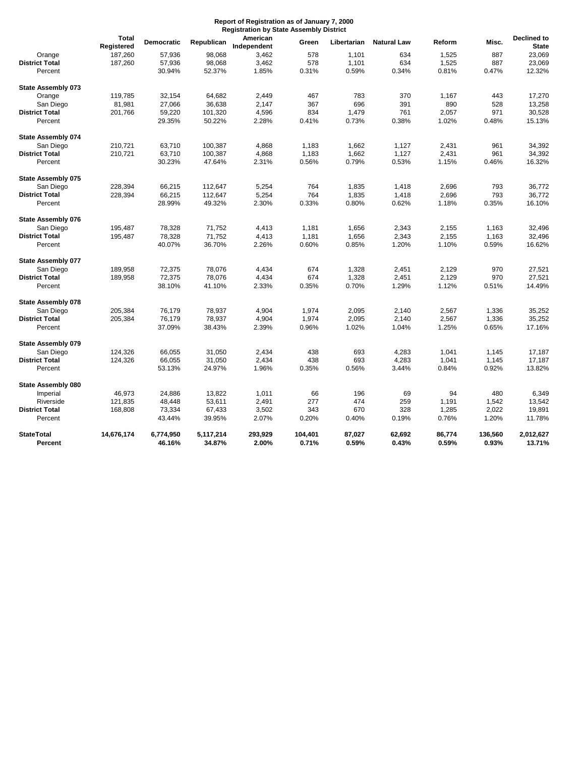**Report of Registration as of January 7, 2000**
**Registration by State Assembly District**

| | Total Registered | Democratic | Republican | American Independent | Green | Libertarian | Natural Law | Reform | Misc. | Declined to State |
|---|---|---|---|---|---|---|---|---|---|---|
| Orange | 187,260 | 57,936 | 98,068 | 3,462 | 578 | 1,101 | 634 | 1,525 | 887 | 23,069 |
| **District Total** | 187,260 | 57,936 | 98,068 | 3,462 | 578 | 1,101 | 634 | 1,525 | 887 | 23,069 |
| Percent | | 30.94% | 52.37% | 1.85% | 0.31% | 0.59% | 0.34% | 0.81% | 0.47% | 12.32% |
| **State Assembly 073** | | | | | | | | | | |
| Orange | 119,785 | 32,154 | 64,682 | 2,449 | 467 | 783 | 370 | 1,167 | 443 | 17,270 |
| San Diego | 81,981 | 27,066 | 36,638 | 2,147 | 367 | 696 | 391 | 890 | 528 | 13,258 |
| **District Total** | 201,766 | 59,220 | 101,320 | 4,596 | 834 | 1,479 | 761 | 2,057 | 971 | 30,528 |
| Percent | | 29.35% | 50.22% | 2.28% | 0.41% | 0.73% | 0.38% | 1.02% | 0.48% | 15.13% |
| **State Assembly 074** | | | | | | | | | | |
| San Diego | 210,721 | 63,710 | 100,387 | 4,868 | 1,183 | 1,662 | 1,127 | 2,431 | 961 | 34,392 |
| **District Total** | 210,721 | 63,710 | 100,387 | 4,868 | 1,183 | 1,662 | 1,127 | 2,431 | 961 | 34,392 |
| Percent | | 30.23% | 47.64% | 2.31% | 0.56% | 0.79% | 0.53% | 1.15% | 0.46% | 16.32% |
| **State Assembly 075** | | | | | | | | | | |
| San Diego | 228,394 | 66,215 | 112,647 | 5,254 | 764 | 1,835 | 1,418 | 2,696 | 793 | 36,772 |
| **District Total** | 228,394 | 66,215 | 112,647 | 5,254 | 764 | 1,835 | 1,418 | 2,696 | 793 | 36,772 |
| Percent | | 28.99% | 49.32% | 2.30% | 0.33% | 0.80% | 0.62% | 1.18% | 0.35% | 16.10% |
| **State Assembly 076** | | | | | | | | | | |
| San Diego | 195,487 | 78,328 | 71,752 | 4,413 | 1,181 | 1,656 | 2,343 | 2,155 | 1,163 | 32,496 |
| **District Total** | 195,487 | 78,328 | 71,752 | 4,413 | 1,181 | 1,656 | 2,343 | 2,155 | 1,163 | 32,496 |
| Percent | | 40.07% | 36.70% | 2.26% | 0.60% | 0.85% | 1.20% | 1.10% | 0.59% | 16.62% |
| **State Assembly 077** | | | | | | | | | | |
| San Diego | 189,958 | 72,375 | 78,076 | 4,434 | 674 | 1,328 | 2,451 | 2,129 | 970 | 27,521 |
| **District Total** | 189,958 | 72,375 | 78,076 | 4,434 | 674 | 1,328 | 2,451 | 2,129 | 970 | 27,521 |
| Percent | | 38.10% | 41.10% | 2.33% | 0.35% | 0.70% | 1.29% | 1.12% | 0.51% | 14.49% |
| **State Assembly 078** | | | | | | | | | | |
| San Diego | 205,384 | 76,179 | 78,937 | 4,904 | 1,974 | 2,095 | 2,140 | 2,567 | 1,336 | 35,252 |
| **District Total** | 205,384 | 76,179 | 78,937 | 4,904 | 1,974 | 2,095 | 2,140 | 2,567 | 1,336 | 35,252 |
| Percent | | 37.09% | 38.43% | 2.39% | 0.96% | 1.02% | 1.04% | 1.25% | 0.65% | 17.16% |
| **State Assembly 079** | | | | | | | | | | |
| San Diego | 124,326 | 66,055 | 31,050 | 2,434 | 438 | 693 | 4,283 | 1,041 | 1,145 | 17,187 |
| **District Total** | 124,326 | 66,055 | 31,050 | 2,434 | 438 | 693 | 4,283 | 1,041 | 1,145 | 17,187 |
| Percent | | 53.13% | 24.97% | 1.96% | 0.35% | 0.56% | 3.44% | 0.84% | 0.92% | 13.82% |
| **State Assembly 080** | | | | | | | | | | |
| Imperial | 46,973 | 24,886 | 13,822 | 1,011 | 66 | 196 | 69 | 94 | 480 | 6,349 |
| Riverside | 121,835 | 48,448 | 53,611 | 2,491 | 277 | 474 | 259 | 1,191 | 1,542 | 13,542 |
| **District Total** | 168,808 | 73,334 | 67,433 | 3,502 | 343 | 670 | 328 | 1,285 | 2,022 | 19,891 |
| Percent | | 43.44% | 39.95% | 2.07% | 0.20% | 0.40% | 0.19% | 0.76% | 1.20% | 11.78% |
| **StateTotal** | **14,676,174** | **6,774,950** | **5,117,214** | **293,929** | **104,401** | **87,027** | **62,692** | **86,774** | **136,560** | **2,012,627** |
| **Percent** | | **46.16%** | **34.87%** | **2.00%** | **0.71%** | **0.59%** | **0.43%** | **0.59%** | **0.93%** | **13.71%** |